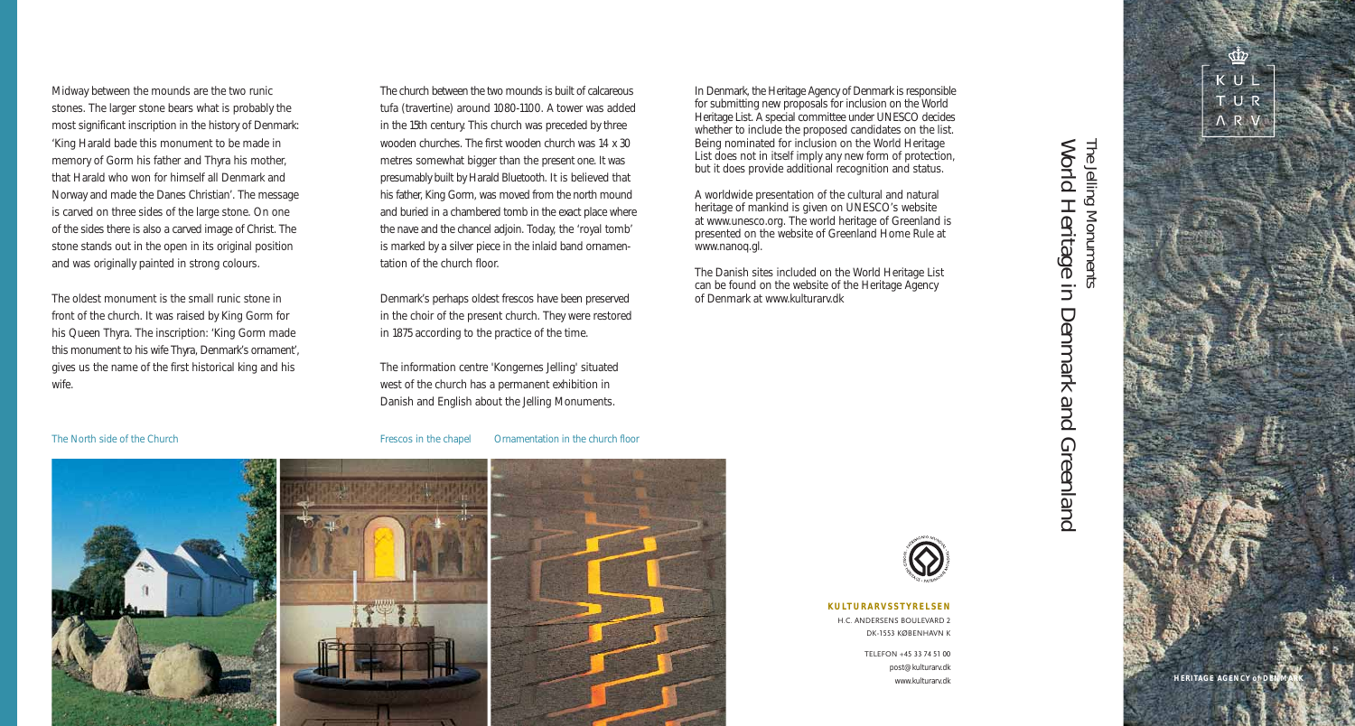Midway between the mounds are the two runic stones. The larger stone bears what is probably the most significant inscription in the history of Denmark: 'King Harald bade this monument to be made in memory of Gorm his father and Thyra his mother, that Harald who won for himself all Denmark and Norway and made the Danes Christian'. The message is carved on three sides of the large stone. On one of the sides there is also a carved image of Christ. The stone stands out in the open in its original position and was originally painted in strong colours.

The oldest monument is the small runic stone in front of the church. It was raised by King Gorm for his Queen Thyra. The inscription: 'King Gorm made this monument to his wife Thyra, Denmark's ornament', gives us the name of the first historical king and his wife.

The church between the two mounds is built of calcareous tufa (travertine) around 1080-1100. A tower was added in the 15th century. This church was preceded by three wooden churches. The first wooden church was 14 x 30 metres somewhat bigger than the present one. It was presumably built by Harald Bluetooth. It is believed that his father, King Gorm, was moved from the north mound and buried in a chambered tomb in the exact place where the nave and the chancel adjoin. Today, the 'royal tomb' is marked by a silver piece in the inlaid band ornamentation of the church floor.

Denmark's perhaps oldest frescos have been preserved in the choir of the present church. They were restored in 1875 according to the practice of the time.

The information centre 'Kongernes Jelling' situated west of the church has a permanent exhibition in Danish and English about the Jelling Monuments.

In Denmark, the Heritage Agency of Denmark is responsible for submitting new proposals for inclusion on the World Heritage List. A special committee under UNESCO decides whether to include the proposed candidates on the list. Being nominated for inclusion on the World Heritage List does not in itself imply any new form of protection, but it does provide additional recognition and status.

A worldwide presentation of the cultural and natural heritage of mankind is given on UNESCO's website at www.unesco.org. The world heritage of Greenland is presented on the website of Greenland Home Rule at www.nanoq.gl.

The Danish sites included on the World Heritage List can be found on the website of the Heritage Agency of Denmark at www.kulturarv.dk

The North side of the Church

Frescos in the chapel

Ornamentation in the church floor

**KULTURARVSSTYRELSEN**
H.C. ANDERSENS BOULEVARD 2
DK-1553 KØBENHAVN K

TELEFON +45 33 74 51 00
post@kulturarv.dk
www.kulturarv.dk

# The Jelling Monuments
# World Heritage in Denmark and Greenland

KUL TUR ARV

HERITAGE AGENCY of DENMARK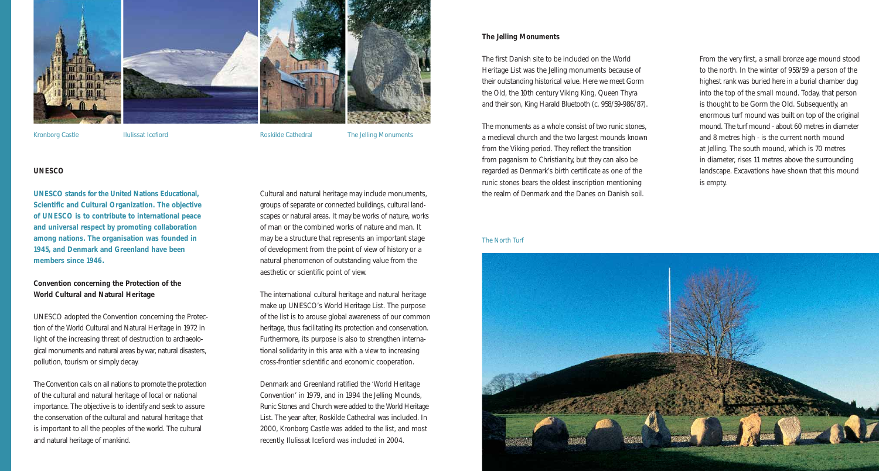Kronborg Castle

Ilulissat Icefiord

Roskilde Cathedral

The Jelling Monuments

**UNESCO**

**UNESCO stands for the United Nations Educational, Scientific and Cultural Organization. The objective of UNESCO is to contribute to international peace and universal respect by promoting collaboration among nations. The organisation was founded in 1945, and Denmark and Greenland have been members since 1946.**

**Convention concerning the Protection of the World Cultural and Natural Heritage**

UNESCO adopted the Convention concerning the Protection of the World Cultural and Natural Heritage in 1972 in light of the increasing threat of destruction to archaeological monuments and natural areas by war, natural disasters, pollution, tourism or simply decay.

The Convention calls on all nations to promote the protection of the cultural and natural heritage of local or national importance. The objective is to identify and seek to assure the conservation of the cultural and natural heritage that is important to all the peoples of the world. The cultural and natural heritage of mankind.

Cultural and natural heritage may include monuments, groups of separate or connected buildings, cultural landscapes or natural areas. It may be works of nature, works of man or the combined works of nature and man. It may be a structure that represents an important stage of development from the point of view of history or a natural phenomenon of outstanding value from the aesthetic or scientific point of view.

The international cultural heritage and natural heritage make up UNESCO's World Heritage List. The purpose of the list is to arouse global awareness of our common heritage, thus facilitating its protection and conservation. Furthermore, its purpose is also to strengthen international solidarity in this area with a view to increasing cross-frontier scientific and economic cooperation.

Denmark and Greenland ratified the 'World Heritage Convention' in 1979, and in 1994 the Jelling Mounds, Runic Stones and Church were added to the World Heritage List. The year after, Roskilde Cathedral was included. In 2000, Kronborg Castle was added to the list, and most recently, Ilulissat Icefiord was included in 2004.

**The Jelling Monuments**

The first Danish site to be included on the World Heritage List was the Jelling monuments because of their outstanding historical value. Here we meet Gorm the Old, the 10th century Viking King, Queen Thyra and their son, King Harald Bluetooth (c. 958/59-986/87).

The monuments as a whole consist of two runic stones, a medieval church and the two largest mounds known from the Viking period. They reflect the transition from paganism to Christianity, but they can also be regarded as Denmark's birth certificate as one of the runic stones bears the oldest inscription mentioning the realm of Denmark and the Danes on Danish soil.

From the very first, a small bronze age mound stood to the north. In the winter of 958/59 a person of the highest rank was buried here in a burial chamber dug into the top of the small mound. Today, that person is thought to be Gorm the Old. Subsequently, an enormous turf mound was built on top of the original mound. The turf mound - about 60 metres in diameter and 8 metres high - is the current north mound at Jelling. The south mound, which is 70 metres in diameter, rises 11 metres above the surrounding landscape. Excavations have shown that this mound is empty.

The North Turf